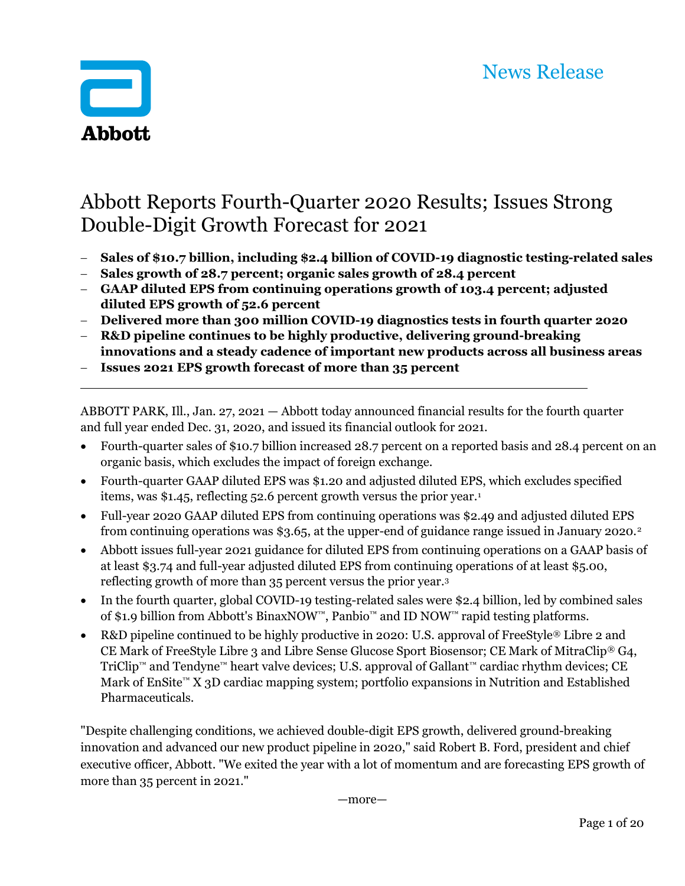Abbott

News Release

# Abbott Reports Fourth-Quarter 2020 Results; Issues Strong Double-Digit Growth Forecast for 2021

- **Sales of $10.7 billion, including $2.4 billion of COVID-19 diagnostic testing-related sales**
- **Sales growth of 28.7 percent; organic sales growth of 28.4 percent**
- **GAAP diluted EPS from continuing operations growth of 103.4 percent; adjusted diluted EPS growth of 52.6 percent**
- **Delivered more than 300 million COVID-19 diagnostics tests in fourth quarter 2020**
- **R&D pipeline continues to be highly productive, delivering ground-breaking innovations and a steady cadence of important new products across all business areas**
- **Issues 2021 EPS growth forecast of more than 35 percent**

---

ABBOTT PARK, Ill., Jan. 27, 2021 — Abbott today announced financial results for the fourth quarter and full year ended Dec. 31, 2020, and issued its financial outlook for 2021.

- Fourth-quarter sales of $10.7 billion increased 28.7 percent on a reported basis and 28.4 percent on an organic basis, which excludes the impact of foreign exchange.
- Fourth-quarter GAAP diluted EPS was $1.20 and adjusted diluted EPS, which excludes specified items, was $1.45, reflecting 52.6 percent growth versus the prior year.[1]
- Full-year 2020 GAAP diluted EPS from continuing operations was $2.49 and adjusted diluted EPS from continuing operations was $3.65, at the upper-end of guidance range issued in January 2020.[2]
- Abbott issues full-year 2021 guidance for diluted EPS from continuing operations on a GAAP basis of at least $3.74 and full-year adjusted diluted EPS from continuing operations of at least $5.00, reflecting growth of more than 35 percent versus the prior year.[3]
- In the fourth quarter, global COVID-19 testing-related sales were $2.4 billion, led by combined sales of $1.9 billion from Abbott's BinaxNOW™, Panbio™ and ID NOW™ rapid testing platforms.
- R&D pipeline continued to be highly productive in 2020: U.S. approval of FreeStyle® Libre 2 and CE Mark of FreeStyle Libre 3 and Libre Sense Glucose Sport Biosensor; CE Mark of MitraClip® G4, TriClip™ and Tendyne™ heart valve devices; U.S. approval of Gallant™ cardiac rhythm devices; CE Mark of EnSite™ X 3D cardiac mapping system; portfolio expansions in Nutrition and Established Pharmaceuticals.

"Despite challenging conditions, we achieved double-digit EPS growth, delivered ground-breaking innovation and advanced our new product pipeline in 2020," said Robert B. Ford, president and chief executive officer, Abbott. "We exited the year with a lot of momentum and are forecasting EPS growth of more than 35 percent in 2021."

—more—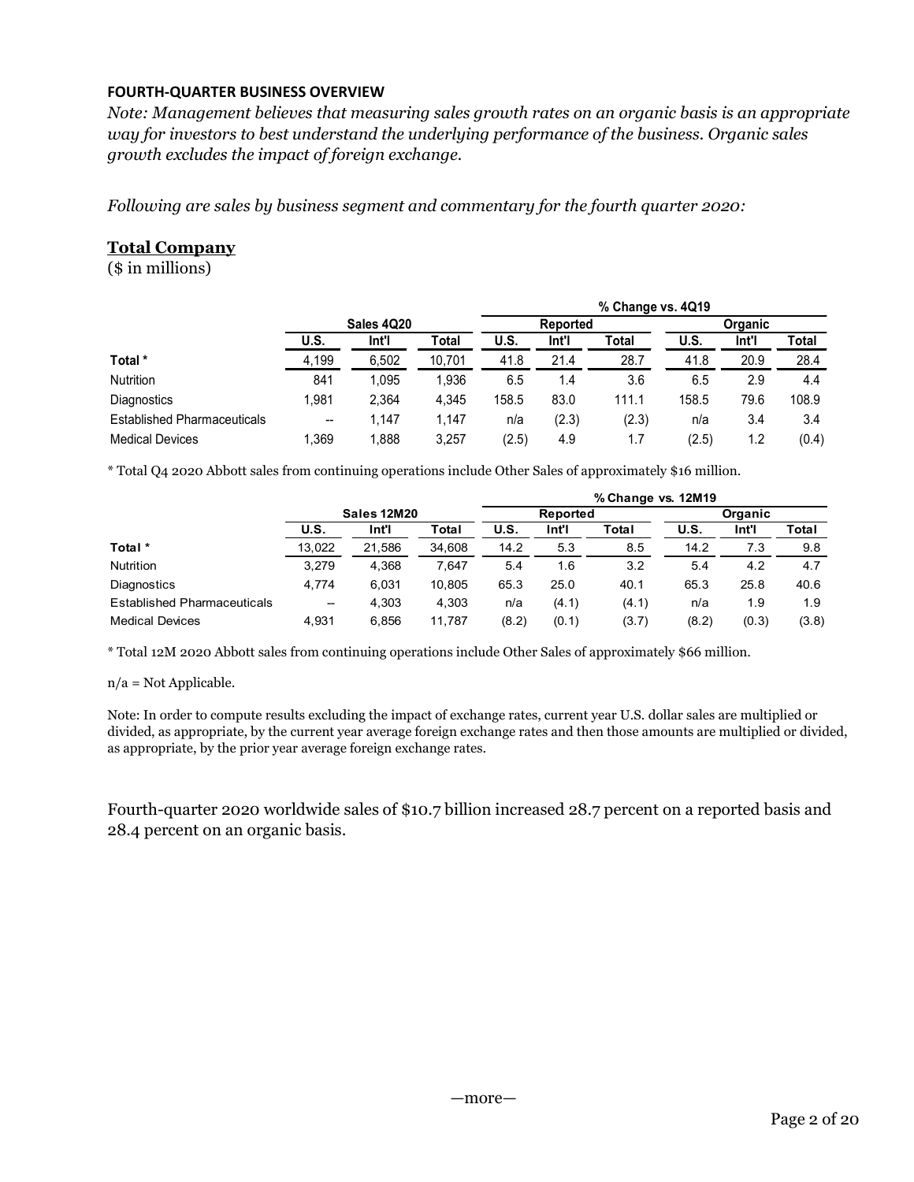**FOURTH-QUARTER BUSINESS OVERVIEW**

*Note: Management believes that measuring sales growth rates on an organic basis is an appropriate way for investors to best understand the underlying performance of the business. Organic sales growth excludes the impact of foreign exchange.*

*Following are sales by business segment and commentary for the fourth quarter 2020:*

## Total Company

($ in millions)

| | Sales 4Q20 | | | % Change vs. 4Q19 | | | | | |
|---|---|---|---|---|---|---|---|---|---|
| | | | | Reported | | | Organic | | |
| | U.S. | Int'l | Total | U.S. | Int'l | Total | U.S. | Int'l | Total |
| Total * | 4,199 | 6,502 | 10,701 | 41.8 | 21.4 | 28.7 | 41.8 | 20.9 | 28.4 |
| Nutrition | 841 | 1,095 | 1,936 | 6.5 | 1.4 | 3.6 | 6.5 | 2.9 | 4.4 |
| Diagnostics | 1,981 | 2,364 | 4,345 | 158.5 | 83.0 | 111.1 | 158.5 | 79.6 | 108.9 |
| Established Pharmaceuticals | -- | 1,147 | 1,147 | n/a | (2.3) | (2.3) | n/a | 3.4 | 3.4 |
| Medical Devices | 1,369 | 1,888 | 3,257 | (2.5) | 4.9 | 1.7 | (2.5) | 1.2 | (0.4) |

* Total Q4 2020 Abbott sales from continuing operations include Other Sales of approximately $16 million.

| | Sales 12M20 | | | % Change vs. 12M19 | | | | | |
|---|---|---|---|---|---|---|---|---|---|
| | | | | Reported | | | Organic | | |
| | U.S. | Int'l | Total | U.S. | Int'l | Total | U.S. | Int'l | Total |
| Total * | 13,022 | 21,586 | 34,608 | 14.2 | 5.3 | 8.5 | 14.2 | 7.3 | 9.8 |
| Nutrition | 3,279 | 4,368 | 7,647 | 5.4 | 1.6 | 3.2 | 5.4 | 4.2 | 4.7 |
| Diagnostics | 4,774 | 6,031 | 10,805 | 65.3 | 25.0 | 40.1 | 65.3 | 25.8 | 40.6 |
| Established Pharmaceuticals | -- | 4,303 | 4,303 | n/a | (4.1) | (4.1) | n/a | 1.9 | 1.9 |
| Medical Devices | 4,931 | 6,856 | 11,787 | (8.2) | (0.1) | (3.7) | (8.2) | (0.3) | (3.8) |

* Total 12M 2020 Abbott sales from continuing operations include Other Sales of approximately $66 million.

n/a = Not Applicable.

Note: In order to compute results excluding the impact of exchange rates, current year U.S. dollar sales are multiplied or divided, as appropriate, by the current year average foreign exchange rates and then those amounts are multiplied or divided, as appropriate, by the prior year average foreign exchange rates.

Fourth-quarter 2020 worldwide sales of $10.7 billion increased 28.7 percent on a reported basis and 28.4 percent on an organic basis.

—more—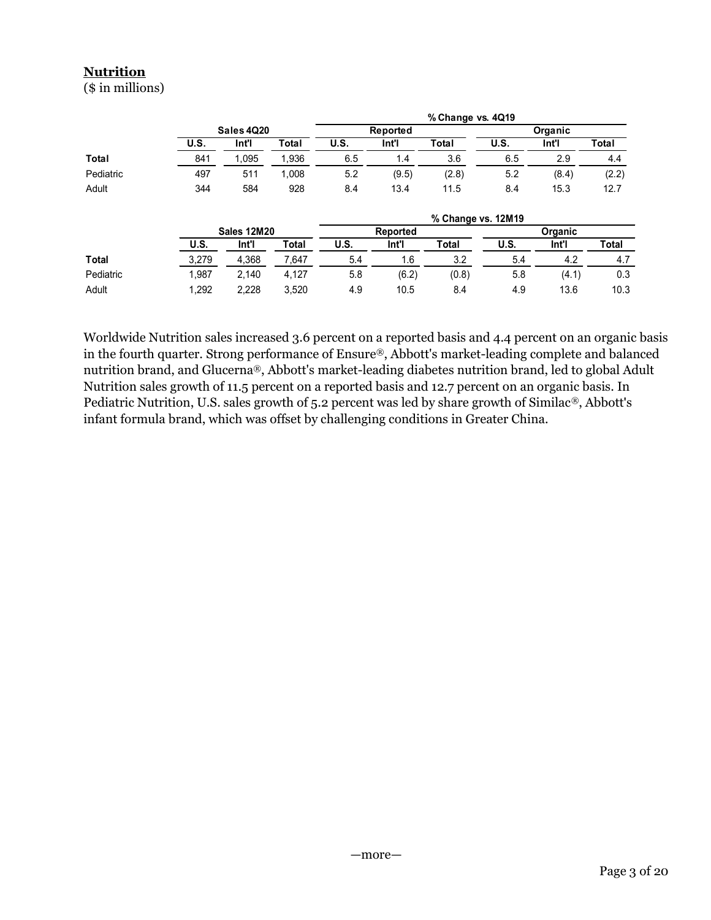## Nutrition

($ in millions)

| | Sales 4Q20 | | | % Change vs. 4Q19 | | | | | |
|---|---|---|---|---|---|---|---|---|---|
| | | | | Reported | | | Organic | | |
| | U.S. | Int'l | Total | U.S. | Int'l | Total | U.S. | Int'l | Total |
| **Total** | 841 | 1,095 | 1,936 | 6.5 | 1.4 | 3.6 | 6.5 | 2.9 | 4.4 |
| Pediatric | 497 | 511 | 1,008 | 5.2 | (9.5) | (2.8) | 5.2 | (8.4) | (2.2) |
| Adult | 344 | 584 | 928 | 8.4 | 13.4 | 11.5 | 8.4 | 15.3 | 12.7 |

| | Sales 12M20 | | | % Change vs. 12M19 | | | | | |
|---|---|---|---|---|---|---|---|---|---|
| | | | | Reported | | | Organic | | |
| | U.S. | Int'l | Total | U.S. | Int'l | Total | U.S. | Int'l | Total |
| **Total** | 3,279 | 4,368 | 7,647 | 5.4 | 1.6 | 3.2 | 5.4 | 4.2 | 4.7 |
| Pediatric | 1,987 | 2,140 | 4,127 | 5.8 | (6.2) | (0.8) | 5.8 | (4.1) | 0.3 |
| Adult | 1,292 | 2,228 | 3,520 | 4.9 | 10.5 | 8.4 | 4.9 | 13.6 | 10.3 |

Worldwide Nutrition sales increased 3.6 percent on a reported basis and 4.4 percent on an organic basis in the fourth quarter. Strong performance of Ensure®, Abbott's market-leading complete and balanced nutrition brand, and Glucerna®, Abbott's market-leading diabetes nutrition brand, led to global Adult Nutrition sales growth of 11.5 percent on a reported basis and 12.7 percent on an organic basis. In Pediatric Nutrition, U.S. sales growth of 5.2 percent was led by share growth of Similac®, Abbott's infant formula brand, which was offset by challenging conditions in Greater China.

—more—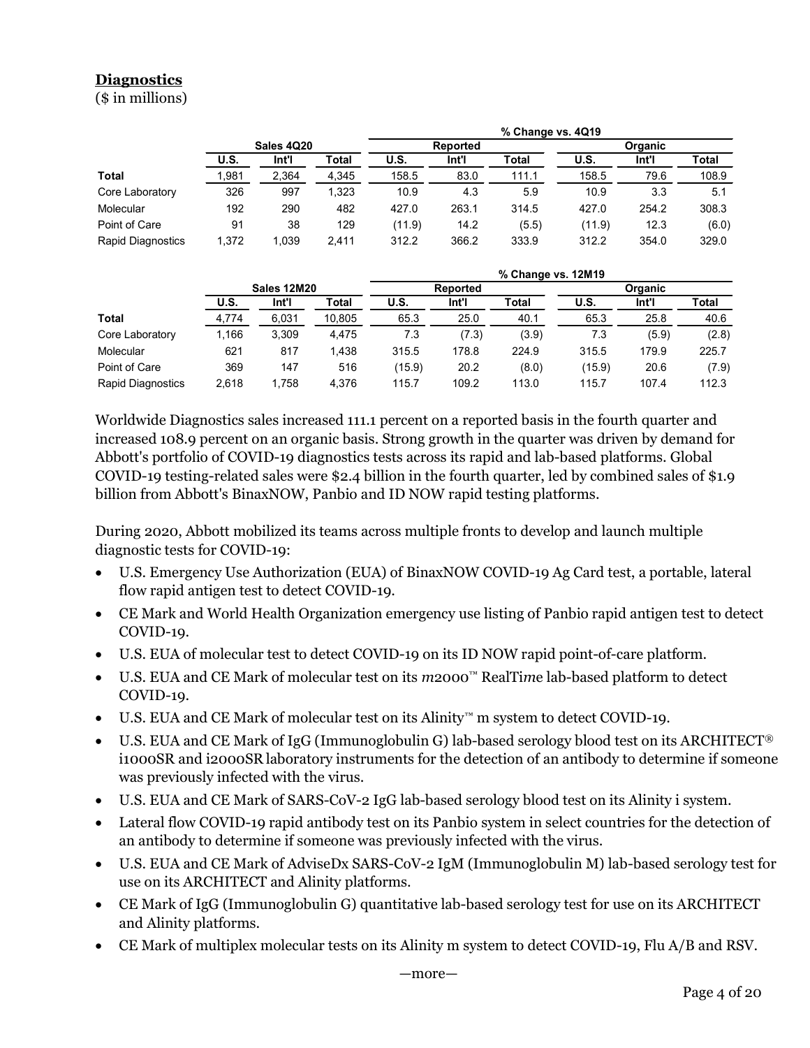## Diagnostics

($ in millions)

| | Sales 4Q20 | | | % Change vs. 4Q19 | | | | | |
|---|---|---|---|---|---|---|---|---|---|
| | | | | Reported | | | Organic | | |
| | U.S. | Int'l | Total | U.S. | Int'l | Total | U.S. | Int'l | Total |
| **Total** | 1,981 | 2,364 | 4,345 | 158.5 | 83.0 | 111.1 | 158.5 | 79.6 | 108.9 |
| Core Laboratory | 326 | 997 | 1,323 | 10.9 | 4.3 | 5.9 | 10.9 | 3.3 | 5.1 |
| Molecular | 192 | 290 | 482 | 427.0 | 263.1 | 314.5 | 427.0 | 254.2 | 308.3 |
| Point of Care | 91 | 38 | 129 | (11.9) | 14.2 | (5.5) | (11.9) | 12.3 | (6.0) |
| Rapid Diagnostics | 1,372 | 1,039 | 2,411 | 312.2 | 366.2 | 333.9 | 312.2 | 354.0 | 329.0 |

| | Sales 12M20 | | | % Change vs. 12M19 | | | | | |
|---|---|---|---|---|---|---|---|---|---|
| | | | | Reported | | | Organic | | |
| | U.S. | Int'l | Total | U.S. | Int'l | Total | U.S. | Int'l | Total |
| **Total** | 4,774 | 6,031 | 10,805 | 65.3 | 25.0 | 40.1 | 65.3 | 25.8 | 40.6 |
| Core Laboratory | 1,166 | 3,309 | 4,475 | 7.3 | (7.3) | (3.9) | 7.3 | (5.9) | (2.8) |
| Molecular | 621 | 817 | 1,438 | 315.5 | 178.8 | 224.9 | 315.5 | 179.9 | 225.7 |
| Point of Care | 369 | 147 | 516 | (15.9) | 20.2 | (8.0) | (15.9) | 20.6 | (7.9) |
| Rapid Diagnostics | 2,618 | 1,758 | 4,376 | 115.7 | 109.2 | 113.0 | 115.7 | 107.4 | 112.3 |

Worldwide Diagnostics sales increased 111.1 percent on a reported basis in the fourth quarter and increased 108.9 percent on an organic basis. Strong growth in the quarter was driven by demand for Abbott's portfolio of COVID-19 diagnostics tests across its rapid and lab-based platforms. Global COVID-19 testing-related sales were $2.4 billion in the fourth quarter, led by combined sales of $1.9 billion from Abbott's BinaxNOW, Panbio and ID NOW rapid testing platforms.

During 2020, Abbott mobilized its teams across multiple fronts to develop and launch multiple diagnostic tests for COVID-19:

- U.S. Emergency Use Authorization (EUA) of BinaxNOW COVID-19 Ag Card test, a portable, lateral flow rapid antigen test to detect COVID-19.
- CE Mark and World Health Organization emergency use listing of Panbio rapid antigen test to detect COVID-19.
- U.S. EUA of molecular test to detect COVID-19 on its ID NOW rapid point-of-care platform.
- U.S. EUA and CE Mark of molecular test on its *m*2000™ RealTi*m*e lab-based platform to detect COVID-19.
- U.S. EUA and CE Mark of molecular test on its Alinity™ m system to detect COVID-19.
- U.S. EUA and CE Mark of IgG (Immunoglobulin G) lab-based serology blood test on its ARCHITECT® i1000SR and i2000SR laboratory instruments for the detection of an antibody to determine if someone was previously infected with the virus.
- U.S. EUA and CE Mark of SARS-CoV-2 IgG lab-based serology blood test on its Alinity i system.
- Lateral flow COVID-19 rapid antibody test on its Panbio system in select countries for the detection of an antibody to determine if someone was previously infected with the virus.
- U.S. EUA and CE Mark of AdviseDx SARS-CoV-2 IgM (Immunoglobulin M) lab-based serology test for use on its ARCHITECT and Alinity platforms.
- CE Mark of IgG (Immunoglobulin G) quantitative lab-based serology test for use on its ARCHITECT and Alinity platforms.
- CE Mark of multiplex molecular tests on its Alinity m system to detect COVID-19, Flu A/B and RSV.

—more—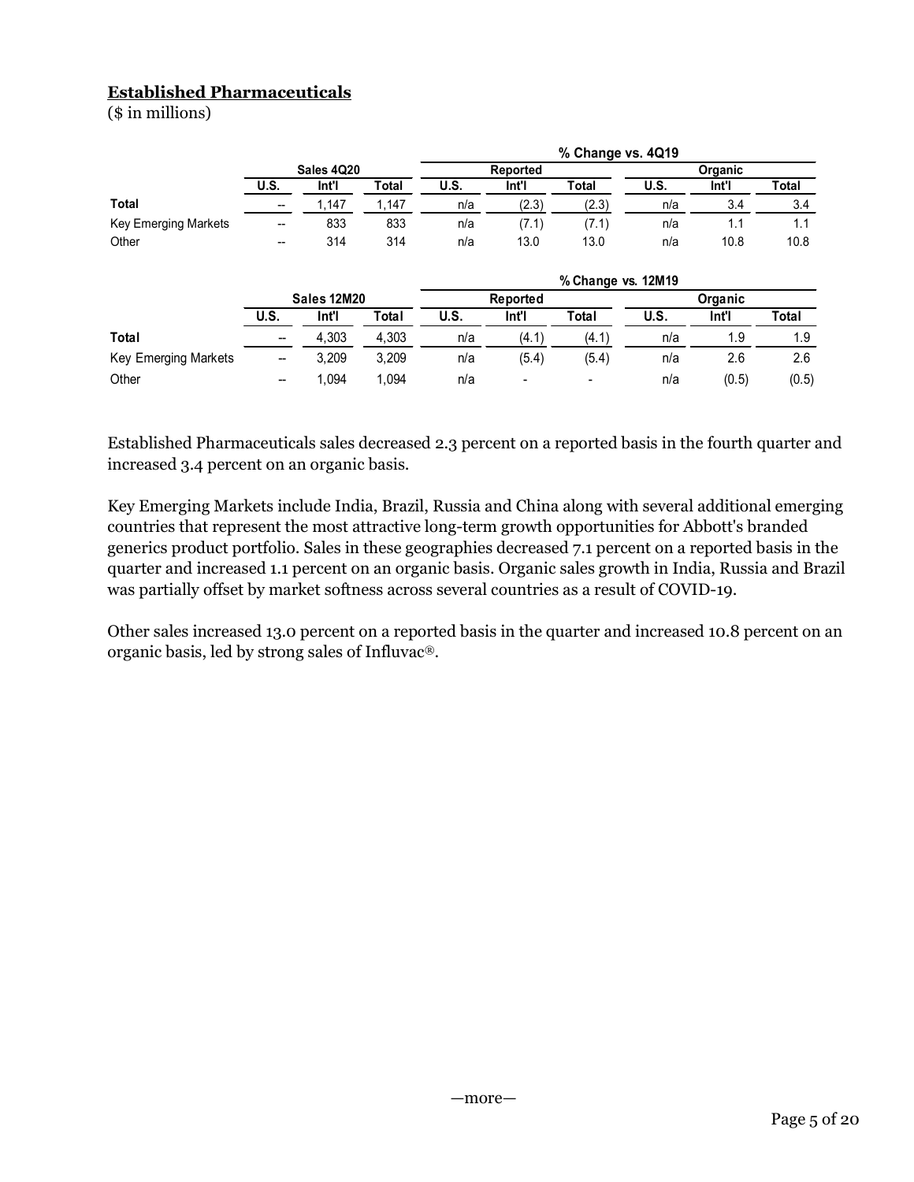## Established Pharmaceuticals

($ in millions)

| | Sales 4Q20 | | | % Change vs. 4Q19 | | | | | |
|---|---|---|---|---|---|---|---|---|---|
| | | | | Reported | | | Organic | | |
| | U.S. | Int'l | Total | U.S. | Int'l | Total | U.S. | Int'l | Total |
| **Total** | -- | 1,147 | 1,147 | n/a | (2.3) | (2.3) | n/a | 3.4 | 3.4 |
| Key Emerging Markets | -- | 833 | 833 | n/a | (7.1) | (7.1) | n/a | 1.1 | 1.1 |
| Other | -- | 314 | 314 | n/a | 13.0 | 13.0 | n/a | 10.8 | 10.8 |

| | Sales 12M20 | | | % Change vs. 12M19 | | | | | |
|---|---|---|---|---|---|---|---|---|---|
| | | | | Reported | | | Organic | | |
| | U.S. | Int'l | Total | U.S. | Int'l | Total | U.S. | Int'l | Total |
| **Total** | -- | 4,303 | 4,303 | n/a | (4.1) | (4.1) | n/a | 1.9 | 1.9 |
| Key Emerging Markets | -- | 3,209 | 3,209 | n/a | (5.4) | (5.4) | n/a | 2.6 | 2.6 |
| Other | -- | 1,094 | 1,094 | n/a | - | - | n/a | (0.5) | (0.5) |

Established Pharmaceuticals sales decreased 2.3 percent on a reported basis in the fourth quarter and increased 3.4 percent on an organic basis.

Key Emerging Markets include India, Brazil, Russia and China along with several additional emerging countries that represent the most attractive long-term growth opportunities for Abbott's branded generics product portfolio. Sales in these geographies decreased 7.1 percent on a reported basis in the quarter and increased 1.1 percent on an organic basis. Organic sales growth in India, Russia and Brazil was partially offset by market softness across several countries as a result of COVID-19.

Other sales increased 13.0 percent on a reported basis in the quarter and increased 10.8 percent on an organic basis, led by strong sales of Influvac®.

—more—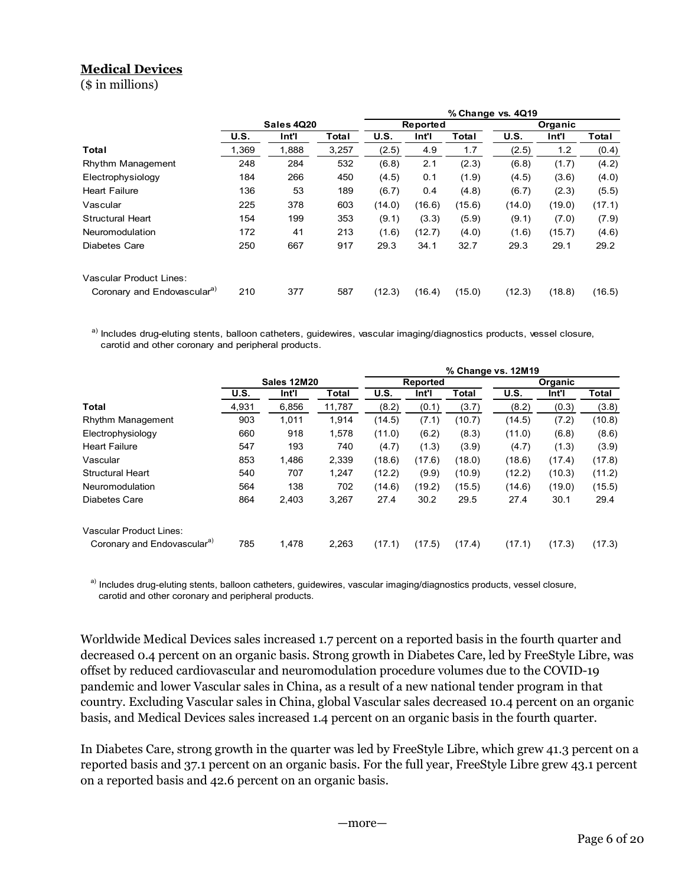## **Medical Devices**

($ in millions)

| | Sales 4Q20 | | | % Change vs. 4Q19 | | | | | |
|---|---|---|---|---|---|---|---|---|---|
| | | | | Reported | | | Organic | | |
| | U.S. | Int'l | Total | U.S. | Int'l | Total | U.S. | Int'l | Total |
| **Total** | 1,369 | 1,888 | 3,257 | (2.5) | 4.9 | 1.7 | (2.5) | 1.2 | (0.4) |
| Rhythm Management | 248 | 284 | 532 | (6.8) | 2.1 | (2.3) | (6.8) | (1.7) | (4.2) |
| Electrophysiology | 184 | 266 | 450 | (4.5) | 0.1 | (1.9) | (4.5) | (3.6) | (4.0) |
| Heart Failure | 136 | 53 | 189 | (6.7) | 0.4 | (4.8) | (6.7) | (2.3) | (5.5) |
| Vascular | 225 | 378 | 603 | (14.0) | (16.6) | (15.6) | (14.0) | (19.0) | (17.1) |
| Structural Heart | 154 | 199 | 353 | (9.1) | (3.3) | (5.9) | (9.1) | (7.0) | (7.9) |
| Neuromodulation | 172 | 41 | 213 | (1.6) | (12.7) | (4.0) | (1.6) | (15.7) | (4.6) |
| Diabetes Care | 250 | 667 | 917 | 29.3 | 34.1 | 32.7 | 29.3 | 29.1 | 29.2 |
| | | | | | | | | | |
| Vascular Product Lines: | | | | | | | | | |
| Coronary and Endovascular[a)] | 210 | 377 | 587 | (12.3) | (16.4) | (15.0) | (12.3) | (18.8) | (16.5) |

[a)] Includes drug-eluting stents, balloon catheters, guidewires, vascular imaging/diagnostics products, vessel closure, carotid and other coronary and peripheral products.

| | Sales 12M20 | | | % Change vs. 12M19 | | | | | |
|---|---|---|---|---|---|---|---|---|---|
| | | | | Reported | | | Organic | | |
| | U.S. | Int'l | Total | U.S. | Int'l | Total | U.S. | Int'l | Total |
| **Total** | 4,931 | 6,856 | 11,787 | (8.2) | (0.1) | (3.7) | (8.2) | (0.3) | (3.8) |
| Rhythm Management | 903 | 1,011 | 1,914 | (14.5) | (7.1) | (10.7) | (14.5) | (7.2) | (10.8) |
| Electrophysiology | 660 | 918 | 1,578 | (11.0) | (6.2) | (8.3) | (11.0) | (6.8) | (8.6) |
| Heart Failure | 547 | 193 | 740 | (4.7) | (1.3) | (3.9) | (4.7) | (1.3) | (3.9) |
| Vascular | 853 | 1,486 | 2,339 | (18.6) | (17.6) | (18.0) | (18.6) | (17.4) | (17.8) |
| Structural Heart | 540 | 707 | 1,247 | (12.2) | (9.9) | (10.9) | (12.2) | (10.3) | (11.2) |
| Neuromodulation | 564 | 138 | 702 | (14.6) | (19.2) | (15.5) | (14.6) | (19.0) | (15.5) |
| Diabetes Care | 864 | 2,403 | 3,267 | 27.4 | 30.2 | 29.5 | 27.4 | 30.1 | 29.4 |
| | | | | | | | | | |
| Vascular Product Lines: | | | | | | | | | |
| Coronary and Endovascular[a)] | 785 | 1,478 | 2,263 | (17.1) | (17.5) | (17.4) | (17.1) | (17.3) | (17.3) |

[a)] Includes drug-eluting stents, balloon catheters, guidewires, vascular imaging/diagnostics products, vessel closure, carotid and other coronary and peripheral products.

Worldwide Medical Devices sales increased 1.7 percent on a reported basis in the fourth quarter and decreased 0.4 percent on an organic basis. Strong growth in Diabetes Care, led by FreeStyle Libre, was offset by reduced cardiovascular and neuromodulation procedure volumes due to the COVID-19 pandemic and lower Vascular sales in China, as a result of a new national tender program in that country. Excluding Vascular sales in China, global Vascular sales decreased 10.4 percent on an organic basis, and Medical Devices sales increased 1.4 percent on an organic basis in the fourth quarter.

In Diabetes Care, strong growth in the quarter was led by FreeStyle Libre, which grew 41.3 percent on a reported basis and 37.1 percent on an organic basis. For the full year, FreeStyle Libre grew 43.1 percent on a reported basis and 42.6 percent on an organic basis.

—more—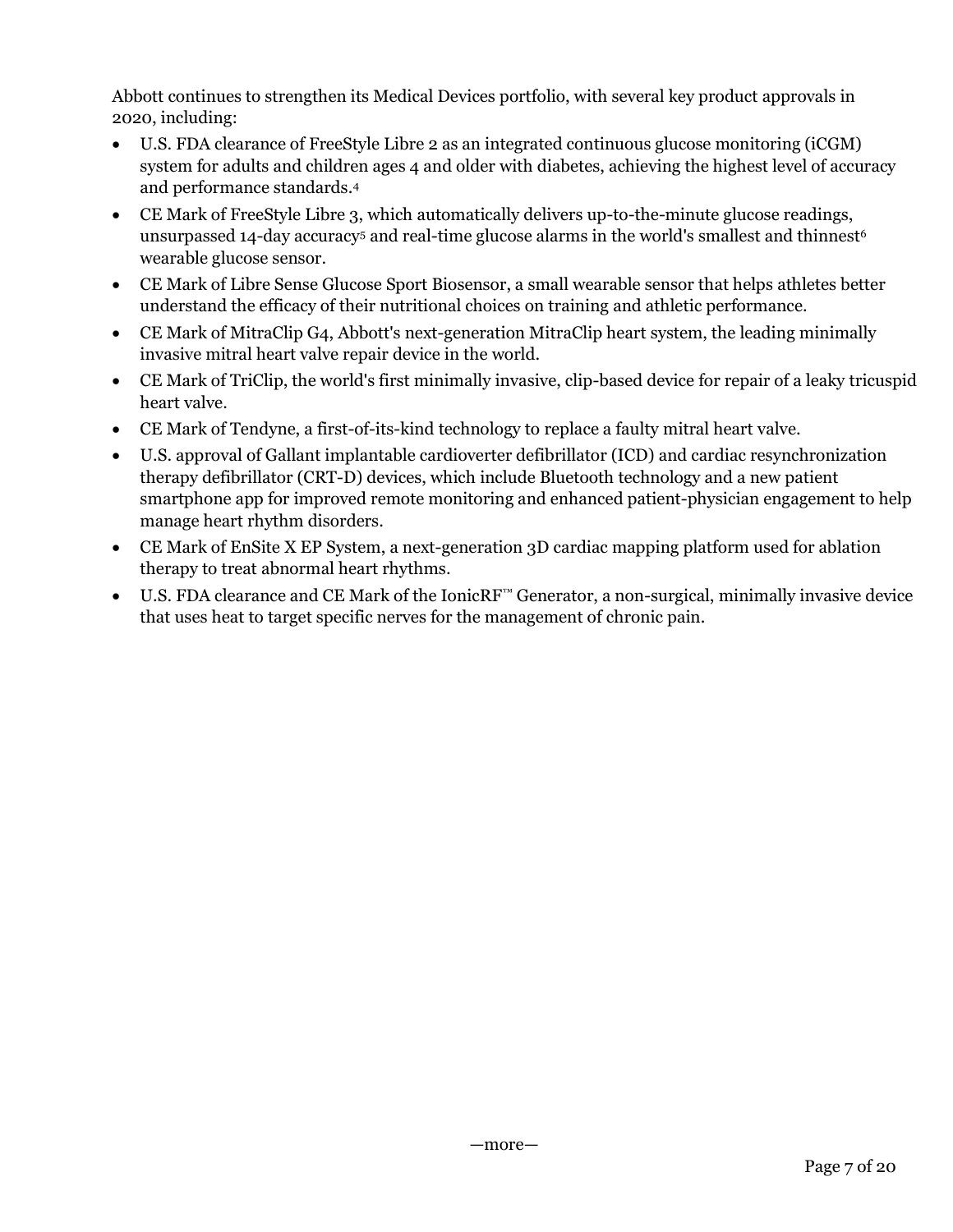Abbott continues to strengthen its Medical Devices portfolio, with several key product approvals in 2020, including:

- U.S. FDA clearance of FreeStyle Libre 2 as an integrated continuous glucose monitoring (iCGM) system for adults and children ages 4 and older with diabetes, achieving the highest level of accuracy and performance standards.[4]
- CE Mark of FreeStyle Libre 3, which automatically delivers up-to-the-minute glucose readings, unsurpassed 14-day accuracy[5] and real-time glucose alarms in the world's smallest and thinnest[6] wearable glucose sensor.
- CE Mark of Libre Sense Glucose Sport Biosensor, a small wearable sensor that helps athletes better understand the efficacy of their nutritional choices on training and athletic performance.
- CE Mark of MitraClip G4, Abbott's next-generation MitraClip heart system, the leading minimally invasive mitral heart valve repair device in the world.
- CE Mark of TriClip, the world's first minimally invasive, clip-based device for repair of a leaky tricuspid heart valve.
- CE Mark of Tendyne, a first-of-its-kind technology to replace a faulty mitral heart valve.
- U.S. approval of Gallant implantable cardioverter defibrillator (ICD) and cardiac resynchronization therapy defibrillator (CRT-D) devices, which include Bluetooth technology and a new patient smartphone app for improved remote monitoring and enhanced patient-physician engagement to help manage heart rhythm disorders.
- CE Mark of EnSite X EP System, a next-generation 3D cardiac mapping platform used for ablation therapy to treat abnormal heart rhythms.
- U.S. FDA clearance and CE Mark of the IonicRF™ Generator, a non-surgical, minimally invasive device that uses heat to target specific nerves for the management of chronic pain.

—more—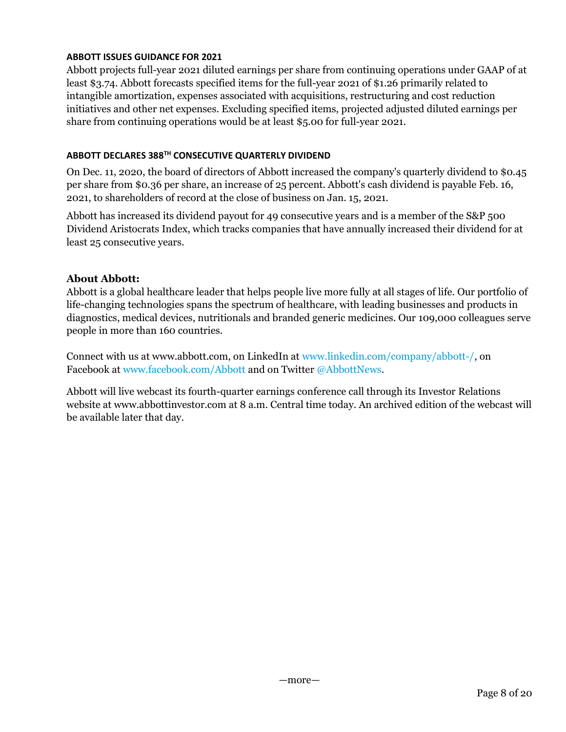### ABBOTT ISSUES GUIDANCE FOR 2021

Abbott projects full-year 2021 diluted earnings per share from continuing operations under GAAP of at least $3.74. Abbott forecasts specified items for the full-year 2021 of $1.26 primarily related to intangible amortization, expenses associated with acquisitions, restructuring and cost reduction initiatives and other net expenses. Excluding specified items, projected adjusted diluted earnings per share from continuing operations would be at least $5.00 for full-year 2021.

### ABBOTT DECLARES 388TH CONSECUTIVE QUARTERLY DIVIDEND

On Dec. 11, 2020, the board of directors of Abbott increased the company's quarterly dividend to $0.45 per share from $0.36 per share, an increase of 25 percent. Abbott's cash dividend is payable Feb. 16, 2021, to shareholders of record at the close of business on Jan. 15, 2021.

Abbott has increased its dividend payout for 49 consecutive years and is a member of the S&P 500 Dividend Aristocrats Index, which tracks companies that have annually increased their dividend for at least 25 consecutive years.

## About Abbott:

Abbott is a global healthcare leader that helps people live more fully at all stages of life. Our portfolio of life-changing technologies spans the spectrum of healthcare, with leading businesses and products in diagnostics, medical devices, nutritionals and branded generic medicines. Our 109,000 colleagues serve people in more than 160 countries.

Connect with us at www.abbott.com, on LinkedIn at www.linkedin.com/company/abbott-/, on Facebook at www.facebook.com/Abbott and on Twitter @AbbottNews.

Abbott will live webcast its fourth-quarter earnings conference call through its Investor Relations website at www.abbottinvestor.com at 8 a.m. Central time today. An archived edition of the webcast will be available later that day.

—more—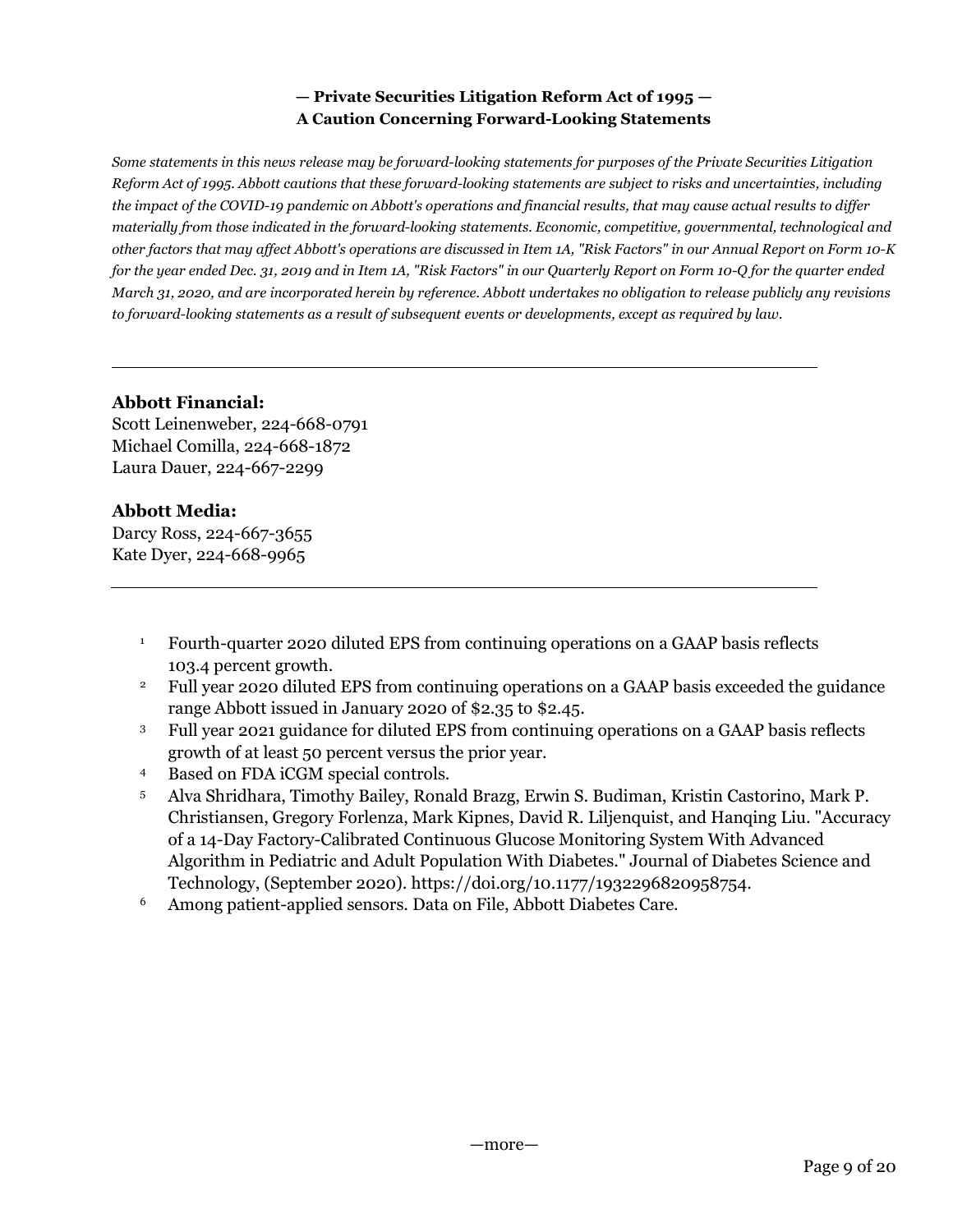**— Private Securities Litigation Reform Act of 1995 —**
**A Caution Concerning Forward-Looking Statements**

*Some statements in this news release may be forward-looking statements for purposes of the Private Securities Litigation Reform Act of 1995. Abbott cautions that these forward-looking statements are subject to risks and uncertainties, including the impact of the COVID-19 pandemic on Abbott's operations and financial results, that may cause actual results to differ materially from those indicated in the forward-looking statements. Economic, competitive, governmental, technological and other factors that may affect Abbott's operations are discussed in Item 1A, "Risk Factors" in our Annual Report on Form 10-K for the year ended Dec. 31, 2019 and in Item 1A, "Risk Factors" in our Quarterly Report on Form 10-Q for the quarter ended March 31, 2020, and are incorporated herein by reference. Abbott undertakes no obligation to release publicly any revisions to forward-looking statements as a result of subsequent events or developments, except as required by law.*

---

**Abbott Financial:**
Scott Leinenweber, 224-668-0791
Michael Comilla, 224-668-1872
Laura Dauer, 224-667-2299

**Abbott Media:**
Darcy Ross, 224-667-3655
Kate Dyer, 224-668-9965

---

[1] Fourth-quarter 2020 diluted EPS from continuing operations on a GAAP basis reflects 103.4 percent growth.
[2] Full year 2020 diluted EPS from continuing operations on a GAAP basis exceeded the guidance range Abbott issued in January 2020 of $2.35 to $2.45.
[3] Full year 2021 guidance for diluted EPS from continuing operations on a GAAP basis reflects growth of at least 50 percent versus the prior year.
[4] Based on FDA iCGM special controls.
[5] Alva Shridhara, Timothy Bailey, Ronald Brazg, Erwin S. Budiman, Kristin Castorino, Mark P. Christiansen, Gregory Forlenza, Mark Kipnes, David R. Liljenquist, and Hanqing Liu. "Accuracy of a 14-Day Factory-Calibrated Continuous Glucose Monitoring System With Advanced Algorithm in Pediatric and Adult Population With Diabetes." Journal of Diabetes Science and Technology, (September 2020). https://doi.org/10.1177/1932296820958754.
[6] Among patient-applied sensors. Data on File, Abbott Diabetes Care.

—more—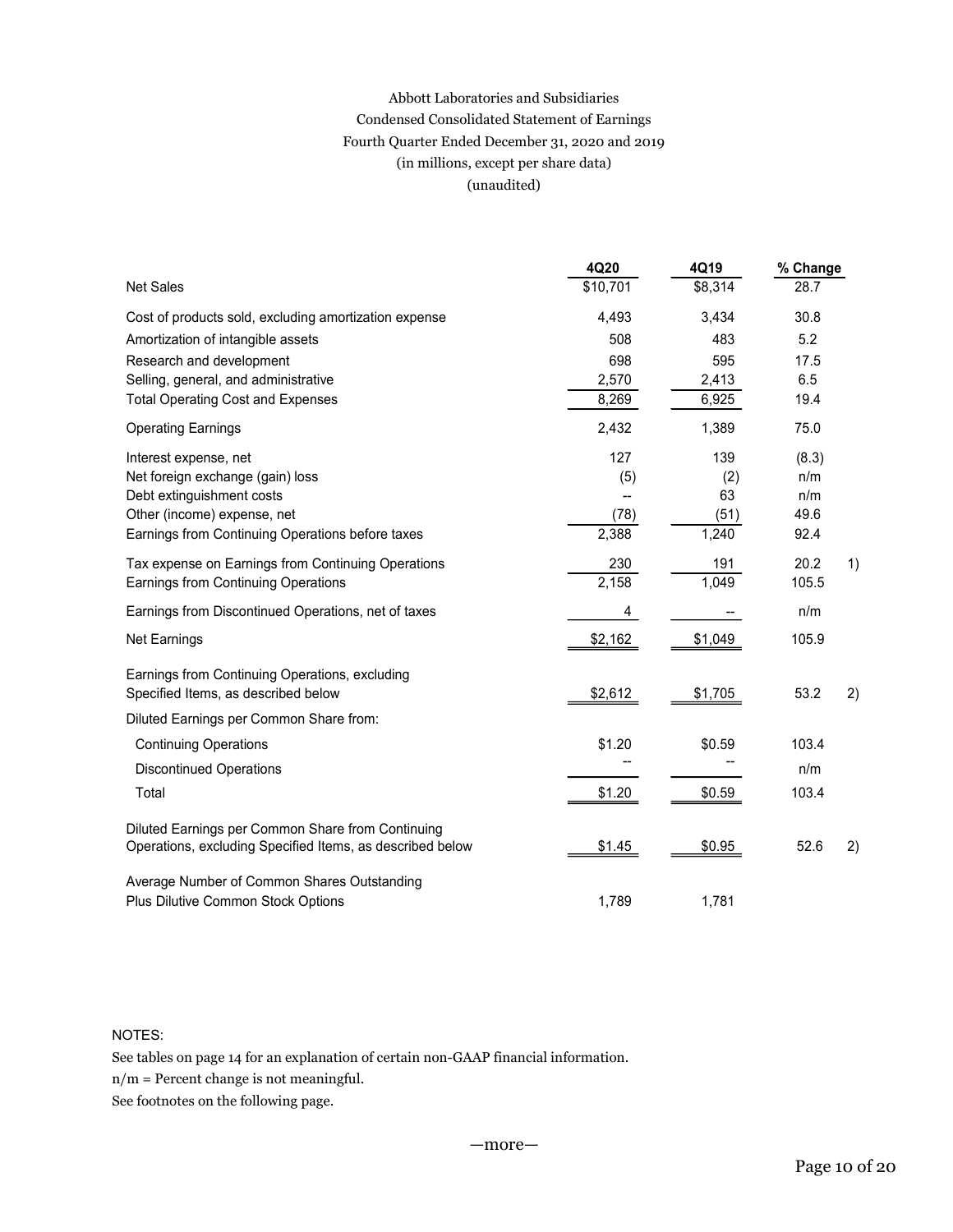Abbott Laboratories and Subsidiaries
Condensed Consolidated Statement of Earnings
Fourth Quarter Ended December 31, 2020 and 2019
(in millions, except per share data)
(unaudited)

| | 4Q20 | 4Q19 | % Change | |
|---|---|---|---|---|
| Net Sales | $10,701 | $8,314 | 28.7 | |
| Cost of products sold, excluding amortization expense | 4,493 | 3,434 | 30.8 | |
| Amortization of intangible assets | 508 | 483 | 5.2 | |
| Research and development | 698 | 595 | 17.5 | |
| Selling, general, and administrative | 2,570 | 2,413 | 6.5 | |
| Total Operating Cost and Expenses | 8,269 | 6,925 | 19.4 | |
| Operating Earnings | 2,432 | 1,389 | 75.0 | |
| Interest expense, net | 127 | 139 | (8.3) | |
| Net foreign exchange (gain) loss | (5) | (2) | n/m | |
| Debt extinguishment costs | -- | 63 | n/m | |
| Other (income) expense, net | (78) | (51) | 49.6 | |
| Earnings from Continuing Operations before taxes | 2,388 | 1,240 | 92.4 | |
| Tax expense on Earnings from Continuing Operations | 230 | 191 | 20.2 | 1) |
| Earnings from Continuing Operations | 2,158 | 1,049 | 105.5 | |
| Earnings from Discontinued Operations, net of taxes | 4 | -- | n/m | |
| Net Earnings | $2,162 | $1,049 | 105.9 | |
| Earnings from Continuing Operations, excluding Specified Items, as described below | $2,612 | $1,705 | 53.2 | 2) |
| Diluted Earnings per Common Share from: | | | | |
| Continuing Operations | $1.20 | $0.59 | 103.4 | |
| Discontinued Operations | -- | -- | n/m | |
| Total | $1.20 | $0.59 | 103.4 | |
| Diluted Earnings per Common Share from Continuing Operations, excluding Specified Items, as described below | $1.45 | $0.95 | 52.6 | 2) |
| Average Number of Common Shares Outstanding Plus Dilutive Common Stock Options | 1,789 | 1,781 | | |

NOTES:
See tables on page 14 for an explanation of certain non-GAAP financial information.
n/m = Percent change is not meaningful.
See footnotes on the following page.

—more—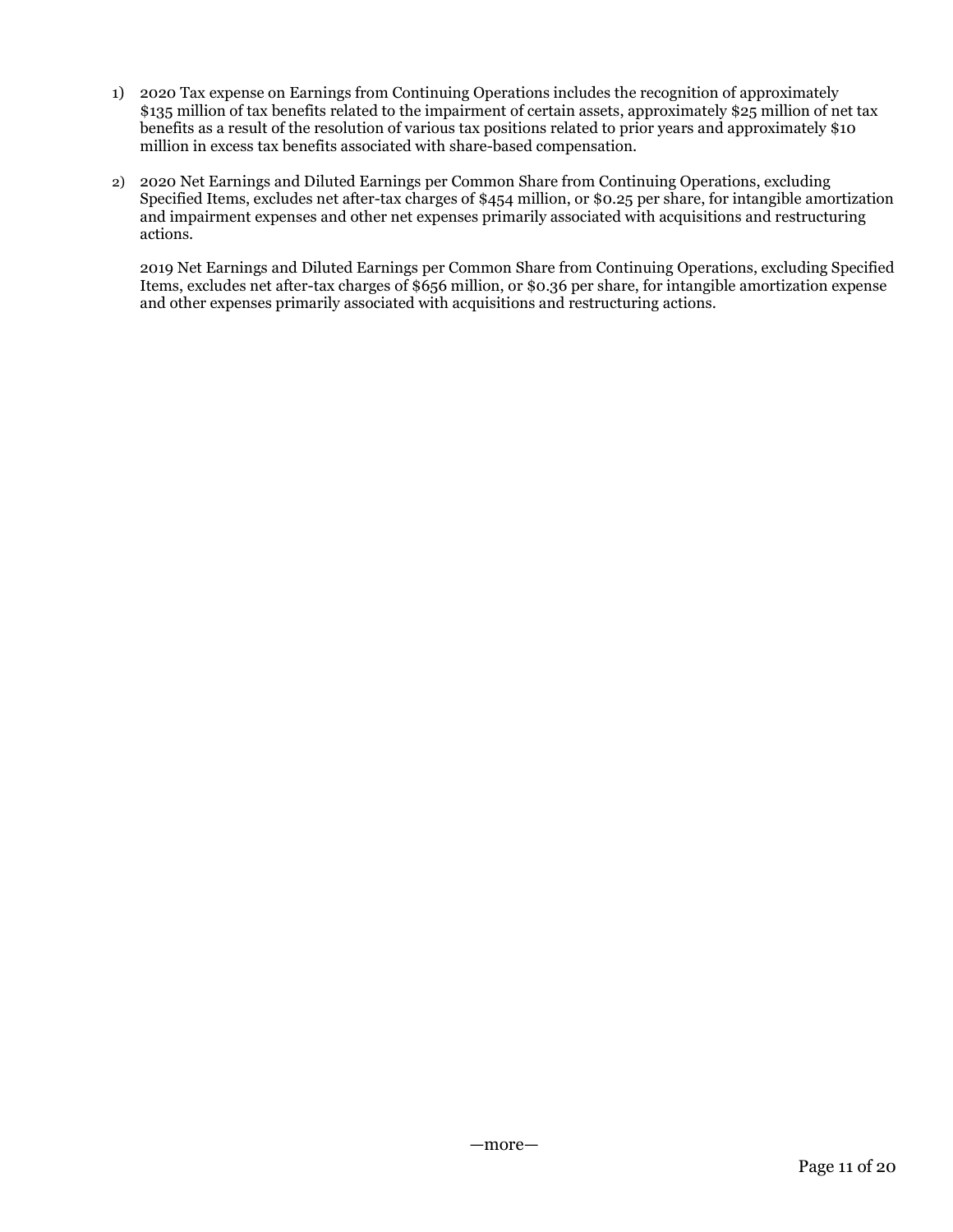1) 2020 Tax expense on Earnings from Continuing Operations includes the recognition of approximately $135 million of tax benefits related to the impairment of certain assets, approximately $25 million of net tax benefits as a result of the resolution of various tax positions related to prior years and approximately $10 million in excess tax benefits associated with share-based compensation.

2) 2020 Net Earnings and Diluted Earnings per Common Share from Continuing Operations, excluding Specified Items, excludes net after-tax charges of $454 million, or $0.25 per share, for intangible amortization and impairment expenses and other net expenses primarily associated with acquisitions and restructuring actions.

   2019 Net Earnings and Diluted Earnings per Common Share from Continuing Operations, excluding Specified Items, excludes net after-tax charges of $656 million, or $0.36 per share, for intangible amortization expense and other expenses primarily associated with acquisitions and restructuring actions.

—more—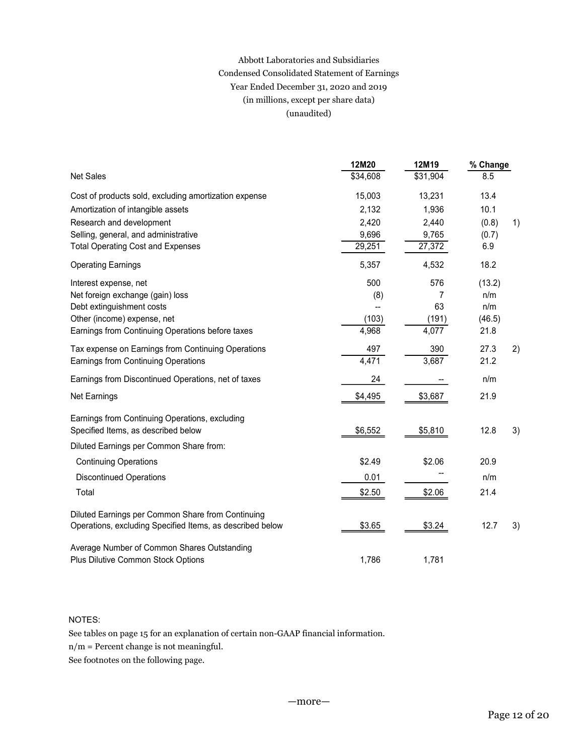Abbott Laboratories and Subsidiaries
Condensed Consolidated Statement of Earnings
Year Ended December 31, 2020 and 2019
(in millions, except per share data)
(unaudited)

| | 12M20 | 12M19 | % Change | |
|---|---|---|---|---|
| Net Sales | $34,608 | $31,904 | 8.5 | |
| Cost of products sold, excluding amortization expense | 15,003 | 13,231 | 13.4 | |
| Amortization of intangible assets | 2,132 | 1,936 | 10.1 | |
| Research and development | 2,420 | 2,440 | (0.8) | 1) |
| Selling, general, and administrative | 9,696 | 9,765 | (0.7) | |
| Total Operating Cost and Expenses | 29,251 | 27,372 | 6.9 | |
| Operating Earnings | 5,357 | 4,532 | 18.2 | |
| Interest expense, net | 500 | 576 | (13.2) | |
| Net foreign exchange (gain) loss | (8) | 7 | n/m | |
| Debt extinguishment costs | -- | 63 | n/m | |
| Other (income) expense, net | (103) | (191) | (46.5) | |
| Earnings from Continuing Operations before taxes | 4,968 | 4,077 | 21.8 | |
| Tax expense on Earnings from Continuing Operations | 497 | 390 | 27.3 | 2) |
| Earnings from Continuing Operations | 4,471 | 3,687 | 21.2 | |
| Earnings from Discontinued Operations, net of taxes | 24 | -- | n/m | |
| Net Earnings | $4,495 | $3,687 | 21.9 | |
| Earnings from Continuing Operations, excluding Specified Items, as described below | $6,552 | $5,810 | 12.8 | 3) |
| Diluted Earnings per Common Share from: | | | | |
| Continuing Operations | $2.49 | $2.06 | 20.9 | |
| Discontinued Operations | 0.01 | -- | n/m | |
| Total | $2.50 | $2.06 | 21.4 | |
| Diluted Earnings per Common Share from Continuing Operations, excluding Specified Items, as described below | $3.65 | $3.24 | 12.7 | 3) |
| Average Number of Common Shares Outstanding Plus Dilutive Common Stock Options | 1,786 | 1,781 | | |

NOTES:

See tables on page 15 for an explanation of certain non-GAAP financial information.

n/m = Percent change is not meaningful.

See footnotes on the following page.

—more—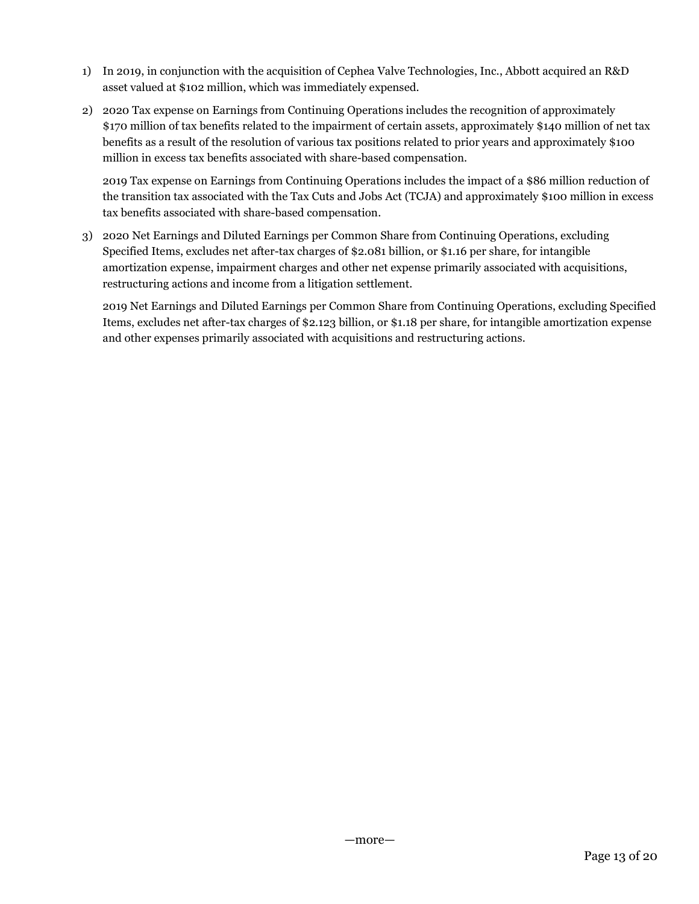1) In 2019, in conjunction with the acquisition of Cephea Valve Technologies, Inc., Abbott acquired an R&D asset valued at $102 million, which was immediately expensed.

2) 2020 Tax expense on Earnings from Continuing Operations includes the recognition of approximately $170 million of tax benefits related to the impairment of certain assets, approximately $140 million of net tax benefits as a result of the resolution of various tax positions related to prior years and approximately $100 million in excess tax benefits associated with share-based compensation.

   2019 Tax expense on Earnings from Continuing Operations includes the impact of a $86 million reduction of the transition tax associated with the Tax Cuts and Jobs Act (TCJA) and approximately $100 million in excess tax benefits associated with share-based compensation.

3) 2020 Net Earnings and Diluted Earnings per Common Share from Continuing Operations, excluding Specified Items, excludes net after-tax charges of $2.081 billion, or $1.16 per share, for intangible amortization expense, impairment charges and other net expense primarily associated with acquisitions, restructuring actions and income from a litigation settlement.

   2019 Net Earnings and Diluted Earnings per Common Share from Continuing Operations, excluding Specified Items, excludes net after-tax charges of $2.123 billion, or $1.18 per share, for intangible amortization expense and other expenses primarily associated with acquisitions and restructuring actions.

—more—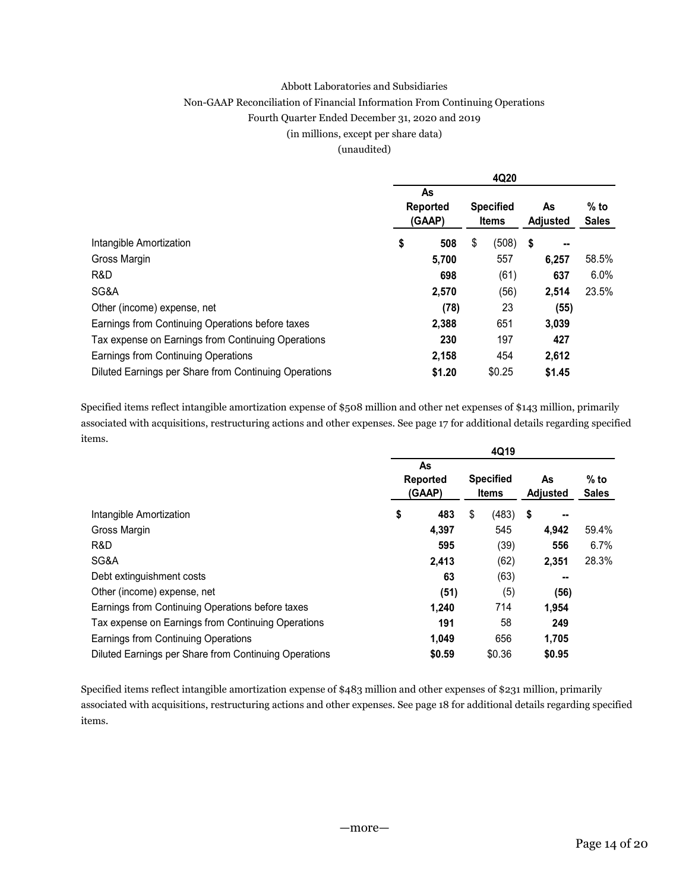Abbott Laboratories and Subsidiaries
Non-GAAP Reconciliation of Financial Information From Continuing Operations
Fourth Quarter Ended December 31, 2020 and 2019
(in millions, except per share data)
(unaudited)

| | 4Q20 | | | |
|---|---|---|---|---|
| | As Reported (GAAP) | Specified Items | As Adjusted | % to Sales |
| Intangible Amortization | $ 508 | $ (508) | $ -- | |
| Gross Margin | 5,700 | 557 | 6,257 | 58.5% |
| R&D | 698 | (61) | 637 | 6.0% |
| SG&A | 2,570 | (56) | 2,514 | 23.5% |
| Other (income) expense, net | (78) | 23 | (55) | |
| Earnings from Continuing Operations before taxes | 2,388 | 651 | 3,039 | |
| Tax expense on Earnings from Continuing Operations | 230 | 197 | 427 | |
| Earnings from Continuing Operations | 2,158 | 454 | 2,612 | |
| Diluted Earnings per Share from Continuing Operations | $1.20 | $0.25 | $1.45 | |

Specified items reflect intangible amortization expense of $508 million and other net expenses of $143 million, primarily associated with acquisitions, restructuring actions and other expenses. See page 17 for additional details regarding specified items.

| | 4Q19 | | | |
|---|---|---|---|---|
| | As Reported (GAAP) | Specified Items | As Adjusted | % to Sales |
| Intangible Amortization | $ 483 | $ (483) | $ -- | |
| Gross Margin | 4,397 | 545 | 4,942 | 59.4% |
| R&D | 595 | (39) | 556 | 6.7% |
| SG&A | 2,413 | (62) | 2,351 | 28.3% |
| Debt extinguishment costs | 63 | (63) | -- | |
| Other (income) expense, net | (51) | (5) | (56) | |
| Earnings from Continuing Operations before taxes | 1,240 | 714 | 1,954 | |
| Tax expense on Earnings from Continuing Operations | 191 | 58 | 249 | |
| Earnings from Continuing Operations | 1,049 | 656 | 1,705 | |
| Diluted Earnings per Share from Continuing Operations | $0.59 | $0.36 | $0.95 | |

Specified items reflect intangible amortization expense of $483 million and other expenses of $231 million, primarily associated with acquisitions, restructuring actions and other expenses. See page 18 for additional details regarding specified items.

—more—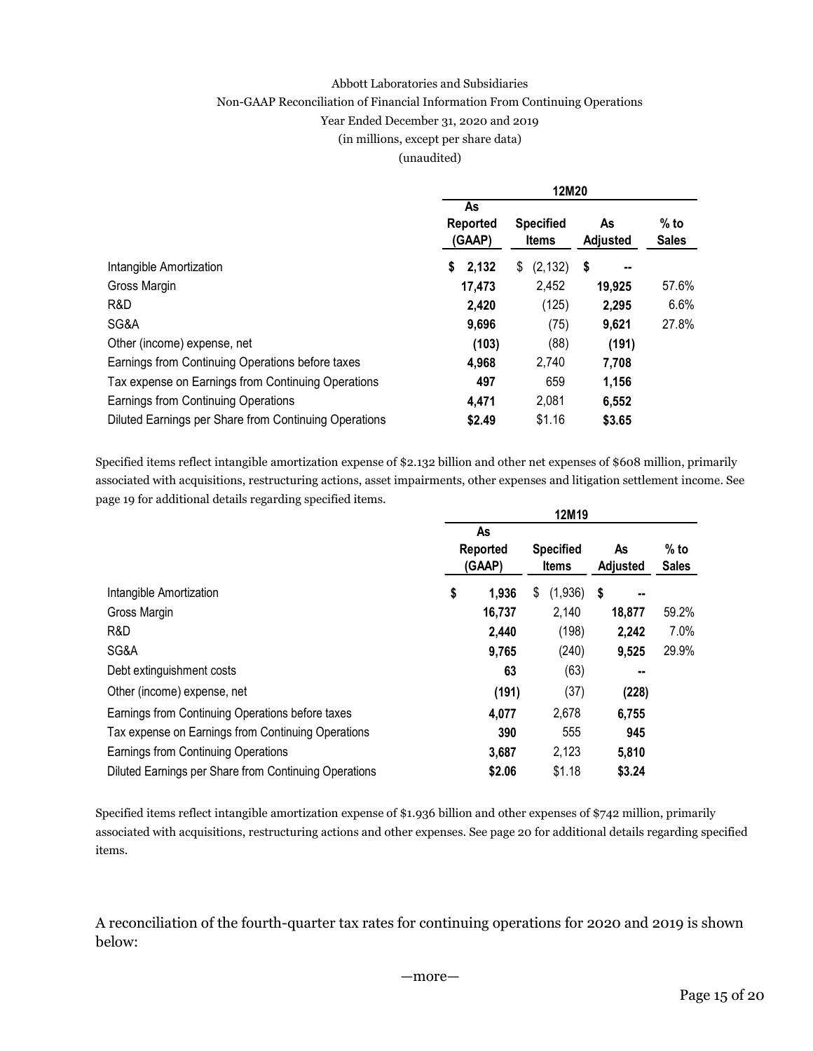Abbott Laboratories and Subsidiaries
Non-GAAP Reconciliation of Financial Information From Continuing Operations
Year Ended December 31, 2020 and 2019
(in millions, except per share data)
(unaudited)

| | 12M20 | | | |
|---|---|---|---|---|
| | **As Reported (GAAP)** | **Specified Items** | **As Adjusted** | **% to Sales** |
| Intangible Amortization | **$ 2,132** | $ (2,132) | **$ --** | |
| Gross Margin | **17,473** | 2,452 | **19,925** | 57.6% |
| R&D | **2,420** | (125) | **2,295** | 6.6% |
| SG&A | **9,696** | (75) | **9,621** | 27.8% |
| Other (income) expense, net | **(103)** | (88) | **(191)** | |
| Earnings from Continuing Operations before taxes | **4,968** | 2,740 | **7,708** | |
| Tax expense on Earnings from Continuing Operations | **497** | 659 | **1,156** | |
| Earnings from Continuing Operations | **4,471** | 2,081 | **6,552** | |
| Diluted Earnings per Share from Continuing Operations | **$2.49** | $1.16 | **$3.65** | |

Specified items reflect intangible amortization expense of $2.132 billion and other net expenses of $608 million, primarily associated with acquisitions, restructuring actions, asset impairments, other expenses and litigation settlement income. See page 19 for additional details regarding specified items.

| | 12M19 | | | |
|---|---|---|---|---|
| | **As Reported (GAAP)** | **Specified Items** | **As Adjusted** | **% to Sales** |
| Intangible Amortization | **$ 1,936** | $ (1,936) | **$ --** | |
| Gross Margin | **16,737** | 2,140 | **18,877** | 59.2% |
| R&D | **2,440** | (198) | **2,242** | 7.0% |
| SG&A | **9,765** | (240) | **9,525** | 29.9% |
| Debt extinguishment costs | **63** | (63) | **--** | |
| Other (income) expense, net | **(191)** | (37) | **(228)** | |
| Earnings from Continuing Operations before taxes | **4,077** | 2,678 | **6,755** | |
| Tax expense on Earnings from Continuing Operations | **390** | 555 | **945** | |
| Earnings from Continuing Operations | **3,687** | 2,123 | **5,810** | |
| Diluted Earnings per Share from Continuing Operations | **$2.06** | $1.18 | **$3.24** | |

Specified items reflect intangible amortization expense of $1.936 billion and other expenses of $742 million, primarily associated with acquisitions, restructuring actions and other expenses. See page 20 for additional details regarding specified items.

A reconciliation of the fourth-quarter tax rates for continuing operations for 2020 and 2019 is shown below:

—more—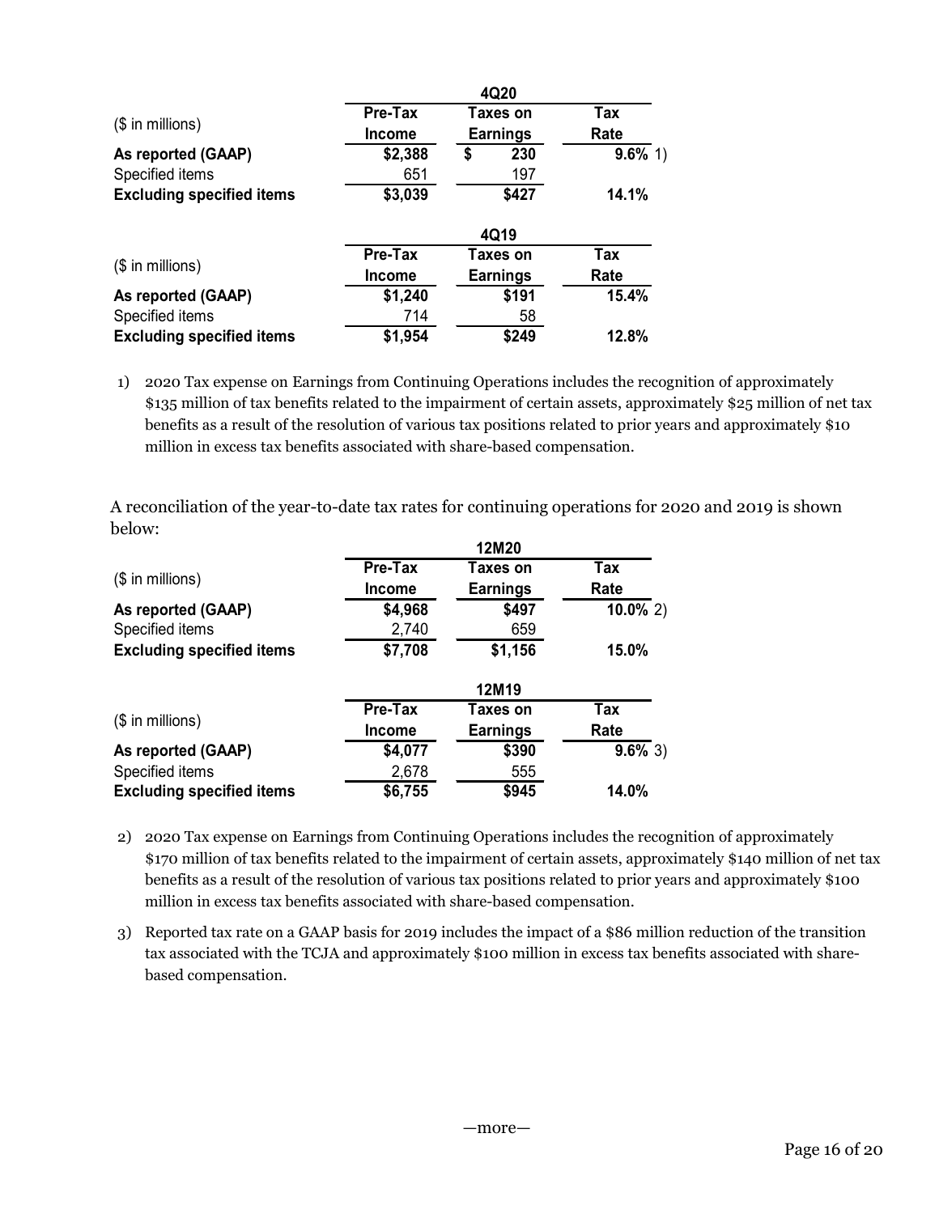| ($ in millions) | 4Q20 | | |
|---|---|---|---|
| | Pre-Tax Income | Taxes on Earnings | Tax Rate |
| **As reported (GAAP)** | **$2,388** | **$ 230** | **9.6%** 1) |
| Specified items | 651 | 197 | |
| **Excluding specified items** | **$3,039** | **$427** | **14.1%** |

| ($ in millions) | 4Q19 | | |
|---|---|---|---|
| | Pre-Tax Income | Taxes on Earnings | Tax Rate |
| **As reported (GAAP)** | **$1,240** | **$191** | **15.4%** |
| Specified items | 714 | 58 | |
| **Excluding specified items** | **$1,954** | **$249** | **12.8%** |

1) 2020 Tax expense on Earnings from Continuing Operations includes the recognition of approximately $135 million of tax benefits related to the impairment of certain assets, approximately $25 million of net tax benefits as a result of the resolution of various tax positions related to prior years and approximately $10 million in excess tax benefits associated with share-based compensation.

A reconciliation of the year-to-date tax rates for continuing operations for 2020 and 2019 is shown below:

| ($ in millions) | 12M20 | | |
|---|---|---|---|
| | Pre-Tax Income | Taxes on Earnings | Tax Rate |
| **As reported (GAAP)** | **$4,968** | **$497** | **10.0%** 2) |
| Specified items | 2,740 | 659 | |
| **Excluding specified items** | **$7,708** | **$1,156** | **15.0%** |

| ($ in millions) | 12M19 | | |
|---|---|---|---|
| | Pre-Tax Income | Taxes on Earnings | Tax Rate |
| **As reported (GAAP)** | **$4,077** | **$390** | **9.6%** 3) |
| Specified items | 2,678 | 555 | |
| **Excluding specified items** | **$6,755** | **$945** | **14.0%** |

2) 2020 Tax expense on Earnings from Continuing Operations includes the recognition of approximately $170 million of tax benefits related to the impairment of certain assets, approximately $140 million of net tax benefits as a result of the resolution of various tax positions related to prior years and approximately $100 million in excess tax benefits associated with share-based compensation.

3) Reported tax rate on a GAAP basis for 2019 includes the impact of a $86 million reduction of the transition tax associated with the TCJA and approximately $100 million in excess tax benefits associated with share-based compensation.

—more—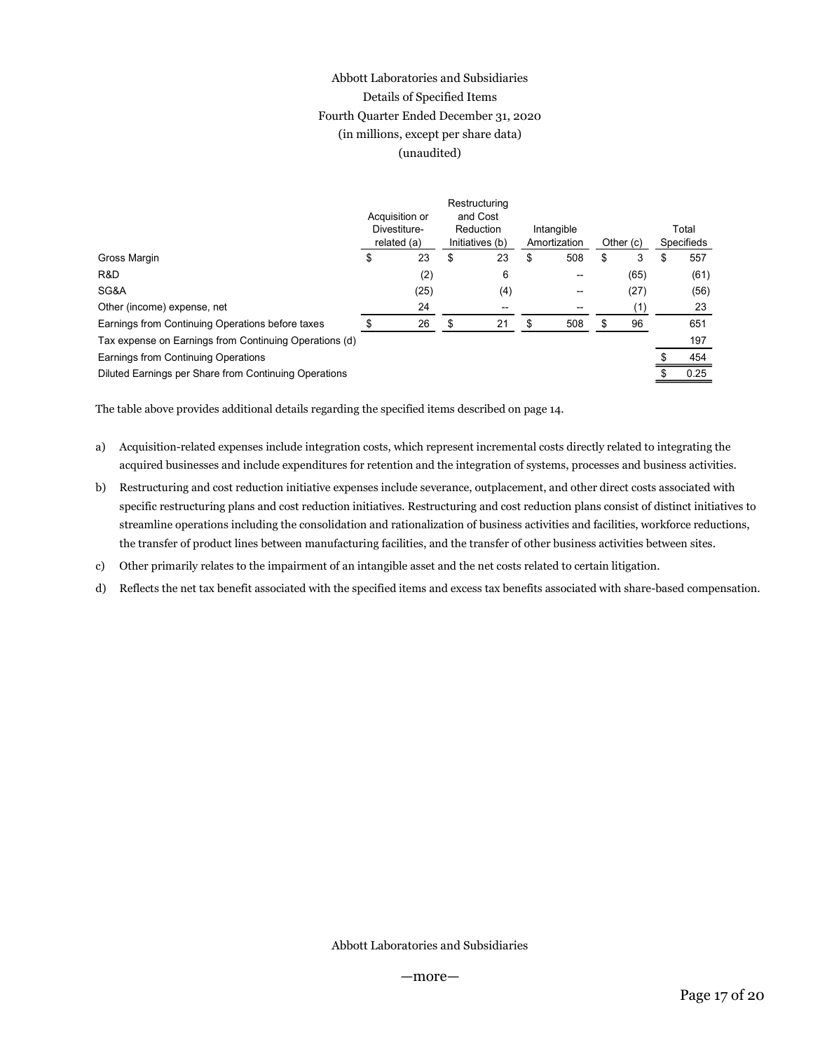Abbott Laboratories and Subsidiaries
Details of Specified Items
Fourth Quarter Ended December 31, 2020
(in millions, except per share data)
(unaudited)

| | Acquisition or Divestiture-related (a) | Restructuring and Cost Reduction Initiatives (b) | Intangible Amortization | Other (c) | Total Specifieds |
|---|---|---|---|---|---|
| Gross Margin | $ 23 | $ 23 | $ 508 | $ 3 | $ 557 |
| R&D | (2) | 6 | -- | (65) | (61) |
| SG&A | (25) | (4) | -- | (27) | (56) |
| Other (income) expense, net | 24 | -- | -- | (1) | 23 |
| Earnings from Continuing Operations before taxes | $ 26 | $ 21 | $ 508 | $ 96 | 651 |
| Tax expense on Earnings from Continuing Operations (d) | | | | | 197 |
| Earnings from Continuing Operations | | | | | $ 454 |
| Diluted Earnings per Share from Continuing Operations | | | | | $ 0.25 |

The table above provides additional details regarding the specified items described on page 14.

a) Acquisition-related expenses include integration costs, which represent incremental costs directly related to integrating the acquired businesses and include expenditures for retention and the integration of systems, processes and business activities.

b) Restructuring and cost reduction initiative expenses include severance, outplacement, and other direct costs associated with specific restructuring plans and cost reduction initiatives. Restructuring and cost reduction plans consist of distinct initiatives to streamline operations including the consolidation and rationalization of business activities and facilities, workforce reductions, the transfer of product lines between manufacturing facilities, and the transfer of other business activities between sites.

c) Other primarily relates to the impairment of an intangible asset and the net costs related to certain litigation.

d) Reflects the net tax benefit associated with the specified items and excess tax benefits associated with share-based compensation.

Abbott Laboratories and Subsidiaries

—more—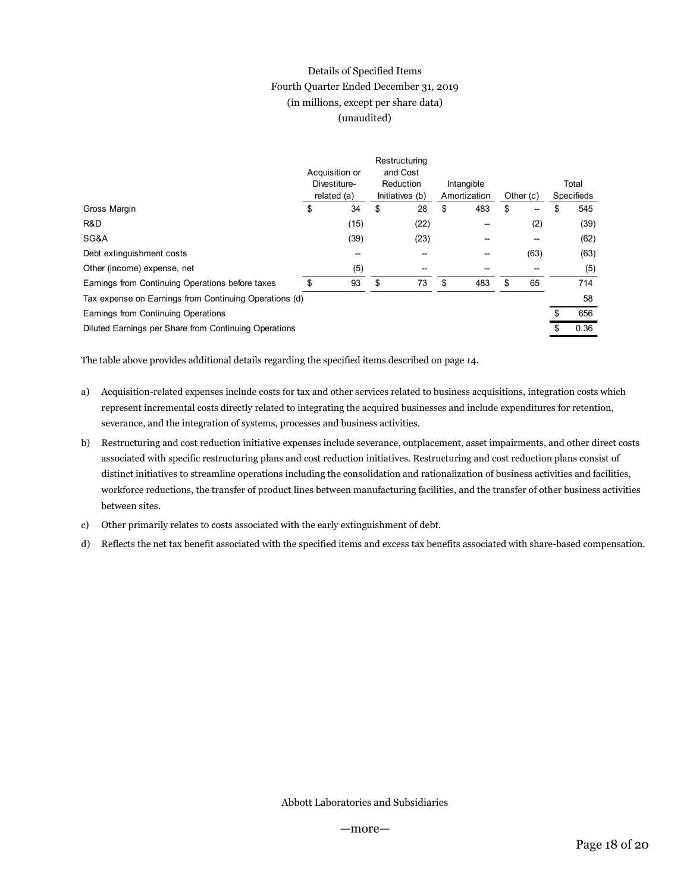Details of Specified Items
Fourth Quarter Ended December 31, 2019
(in millions, except per share data)
(unaudited)

| | Acquisition or Divestiture-related (a) | Restructuring and Cost Reduction Initiatives (b) | Intangible Amortization | Other (c) | Total Specifieds |
|---|---|---|---|---|---|
| Gross Margin | $ 34 | $ 28 | $ 483 | $ -- | $ 545 |
| R&D | (15) | (22) | -- | (2) | (39) |
| SG&A | (39) | (23) | -- | -- | (62) |
| Debt extinguishment costs | -- | -- | -- | (63) | (63) |
| Other (income) expense, net | (5) | -- | -- | -- | (5) |
| Earnings from Continuing Operations before taxes | $ 93 | $ 73 | $ 483 | $ 65 | 714 |
| Tax expense on Earnings from Continuing Operations (d) | | | | | 58 |
| Earnings from Continuing Operations | | | | | $ 656 |
| Diluted Earnings per Share from Continuing Operations | | | | | $ 0.36 |

The table above provides additional details regarding the specified items described on page 14.

a) Acquisition-related expenses include costs for tax and other services related to business acquisitions, integration costs which represent incremental costs directly related to integrating the acquired businesses and include expenditures for retention, severance, and the integration of systems, processes and business activities.

b) Restructuring and cost reduction initiative expenses include severance, outplacement, asset impairments, and other direct costs associated with specific restructuring plans and cost reduction initiatives. Restructuring and cost reduction plans consist of distinct initiatives to streamline operations including the consolidation and rationalization of business activities and facilities, workforce reductions, the transfer of product lines between manufacturing facilities, and the transfer of other business activities between sites.

c) Other primarily relates to costs associated with the early extinguishment of debt.

d) Reflects the net tax benefit associated with the specified items and excess tax benefits associated with share-based compensation.

Abbott Laboratories and Subsidiaries

—more—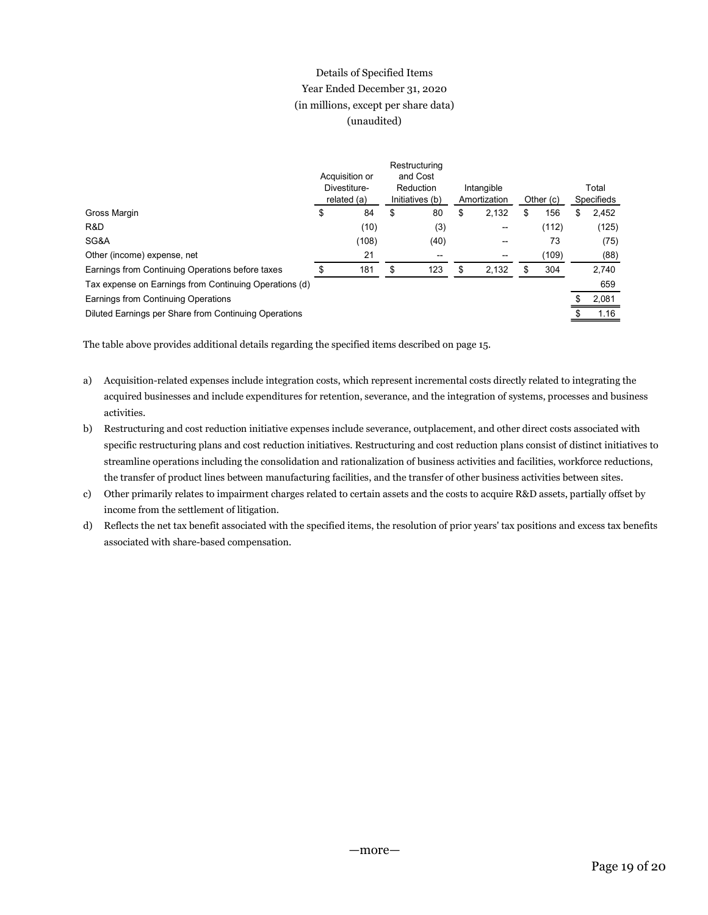Details of Specified Items
Year Ended December 31, 2020
(in millions, except per share data)
(unaudited)

| | Acquisition or Divestiture-related (a) | Restructuring and Cost Reduction Initiatives (b) | Intangible Amortization | Other (c) | Total Specifieds |
|---|---|---|---|---|---|
| Gross Margin | $ 84 | $ 80 | $ 2,132 | $ 156 | $ 2,452 |
| R&D | (10) | (3) | -- | (112) | (125) |
| SG&A | (108) | (40) | -- | 73 | (75) |
| Other (income) expense, net | 21 | -- | -- | (109) | (88) |
| Earnings from Continuing Operations before taxes | $ 181 | $ 123 | $ 2,132 | $ 304 | 2,740 |
| Tax expense on Earnings from Continuing Operations (d) | | | | | 659 |
| Earnings from Continuing Operations | | | | | $ 2,081 |
| Diluted Earnings per Share from Continuing Operations | | | | | $ 1.16 |

The table above provides additional details regarding the specified items described on page 15.

a) Acquisition-related expenses include integration costs, which represent incremental costs directly related to integrating the acquired businesses and include expenditures for retention, severance, and the integration of systems, processes and business activities.

b) Restructuring and cost reduction initiative expenses include severance, outplacement, and other direct costs associated with specific restructuring plans and cost reduction initiatives. Restructuring and cost reduction plans consist of distinct initiatives to streamline operations including the consolidation and rationalization of business activities and facilities, workforce reductions, the transfer of product lines between manufacturing facilities, and the transfer of other business activities between sites.

c) Other primarily relates to impairment charges related to certain assets and the costs to acquire R&D assets, partially offset by income from the settlement of litigation.

d) Reflects the net tax benefit associated with the specified items, the resolution of prior years' tax positions and excess tax benefits associated with share-based compensation.

—more—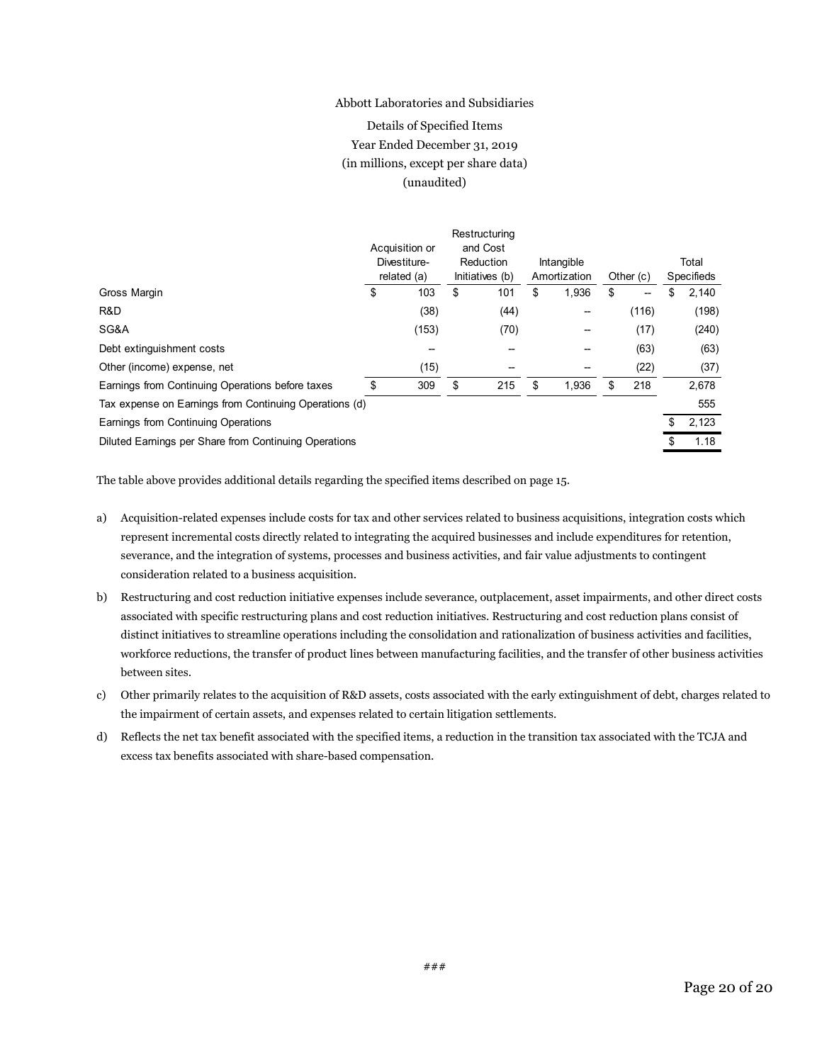Abbott Laboratories and Subsidiaries

Details of Specified Items

Year Ended December 31, 2019

(in millions, except per share data)

(unaudited)

| | Acquisition or Divestiture-related (a) | Restructuring and Cost Reduction Initiatives (b) | Intangible Amortization | Other (c) | Total Specifieds |
|---|---|---|---|---|---|
| Gross Margin | $ 103 | $ 101 | $ 1,936 | $ -- | $ 2,140 |
| R&D | (38) | (44) | -- | (116) | (198) |
| SG&A | (153) | (70) | -- | (17) | (240) |
| Debt extinguishment costs | -- | -- | -- | (63) | (63) |
| Other (income) expense, net | (15) | -- | -- | (22) | (37) |
| Earnings from Continuing Operations before taxes | $ 309 | $ 215 | $ 1,936 | $ 218 | 2,678 |
| Tax expense on Earnings from Continuing Operations (d) | | | | | 555 |
| Earnings from Continuing Operations | | | | | $ 2,123 |
| Diluted Earnings per Share from Continuing Operations | | | | | $ 1.18 |

The table above provides additional details regarding the specified items described on page 15.

a) Acquisition-related expenses include costs for tax and other services related to business acquisitions, integration costs which represent incremental costs directly related to integrating the acquired businesses and include expenditures for retention, severance, and the integration of systems, processes and business activities, and fair value adjustments to contingent consideration related to a business acquisition.

b) Restructuring and cost reduction initiative expenses include severance, outplacement, asset impairments, and other direct costs associated with specific restructuring plans and cost reduction initiatives. Restructuring and cost reduction plans consist of distinct initiatives to streamline operations including the consolidation and rationalization of business activities and facilities, workforce reductions, the transfer of product lines between manufacturing facilities, and the transfer of other business activities between sites.

c) Other primarily relates to the acquisition of R&D assets, costs associated with the early extinguishment of debt, charges related to the impairment of certain assets, and expenses related to certain litigation settlements.

d) Reflects the net tax benefit associated with the specified items, a reduction in the transition tax associated with the TCJA and excess tax benefits associated with share-based compensation.

###